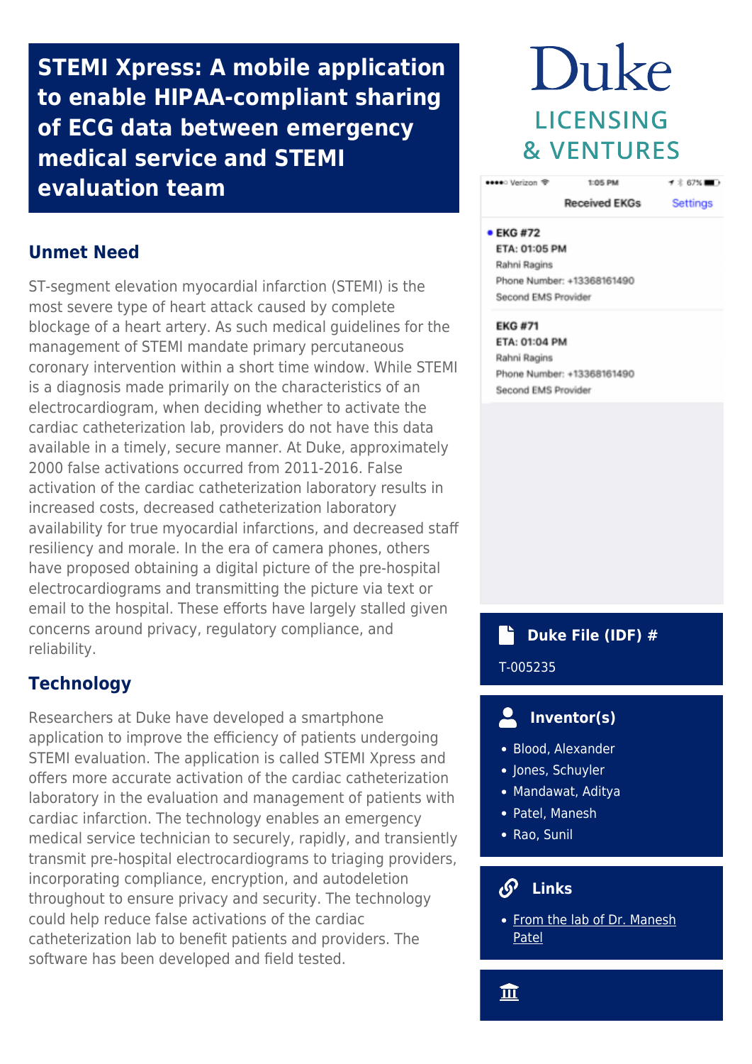# STEMI Xpress: A mobile application to enable HIPAA-compliant sharing of ECG data between emergency medical service and STEMI evaluation team

Duke LICENSING & VENTURES

## Unmet Need

ST-segment elevation myocardial infarction (STEMI) is the most severe type of heart attack caused by complete blockage of a heart artery. As such medical guidelines for the management of STEMI mandate primary percutaneous coronary intervention within a short time window. While STEMI is a diagnosis made primarily on the characteristics of an electrocardiogram, when deciding whether to activate the cardiac catheterization lab, providers do not have this data available in a timely, secure manner. At Duke, approximately 2000 false activations occurred from 2011-2016. False activation of the cardiac catheterization laboratory results in increased costs, decreased catheterization laboratory availability for true myocardial infarctions, and decreased staff resiliency and morale. In the era of camera phones, others have proposed obtaining a digital picture of the pre-hospital electrocardiograms and transmitting the picture via text or email to the hospital. These efforts have largely stalled given concerns around privacy, regulatory compliance, and reliability.

## Technology

Researchers at Duke have developed a smartphone application to improve the efficiency of patients undergoing STEMI evaluation. The application is called STEMI Xpress and offers more accurate activation of the cardiac catheterization laboratory in the evaluation and management of patients with cardiac infarction. The technology enables an emergency medical service technician to securely, rapidly, and transiently transmit pre-hospital electrocardiograms to triaging providers, incorporating compliance, encryption, and autodeletion throughout to ensure privacy and security. The technology could help reduce false activations of the cardiac catheterization lab to benefit patients and providers. The software has been developed and field tested.

### Duke File (IDF) #

T-005235

### Inventor(s)

- Blood, Alexander
- Jones, Schuyler
- Mandawat, Aditya
- Patel, Manesh
- Rao, Sunil

### Links

- From the lab of Dr. Manesh Patel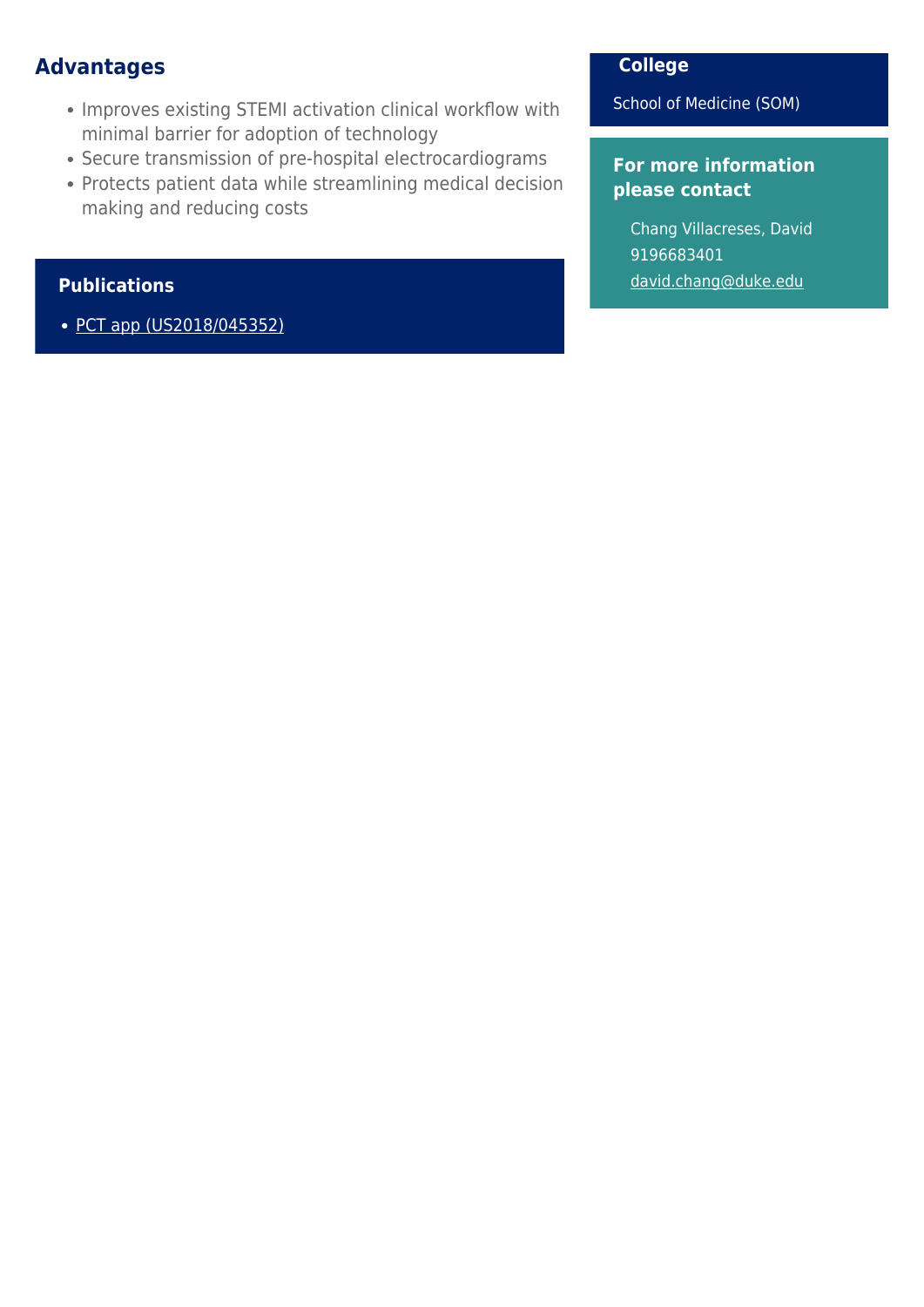## Advantages

- Improves existing STEMI activation clinical workflow with minimal barrier for adoption of technology
- Secure transmission of pre-hospital electrocardiograms
- Protects patient data while streamlining medical decision making and reducing costs

### Publications

- PCT app (US2018/045352)

### College

School of Medicine (SOM)

### For more information please contact

Chang Villacreses, David
9196683401
david.chang@duke.edu